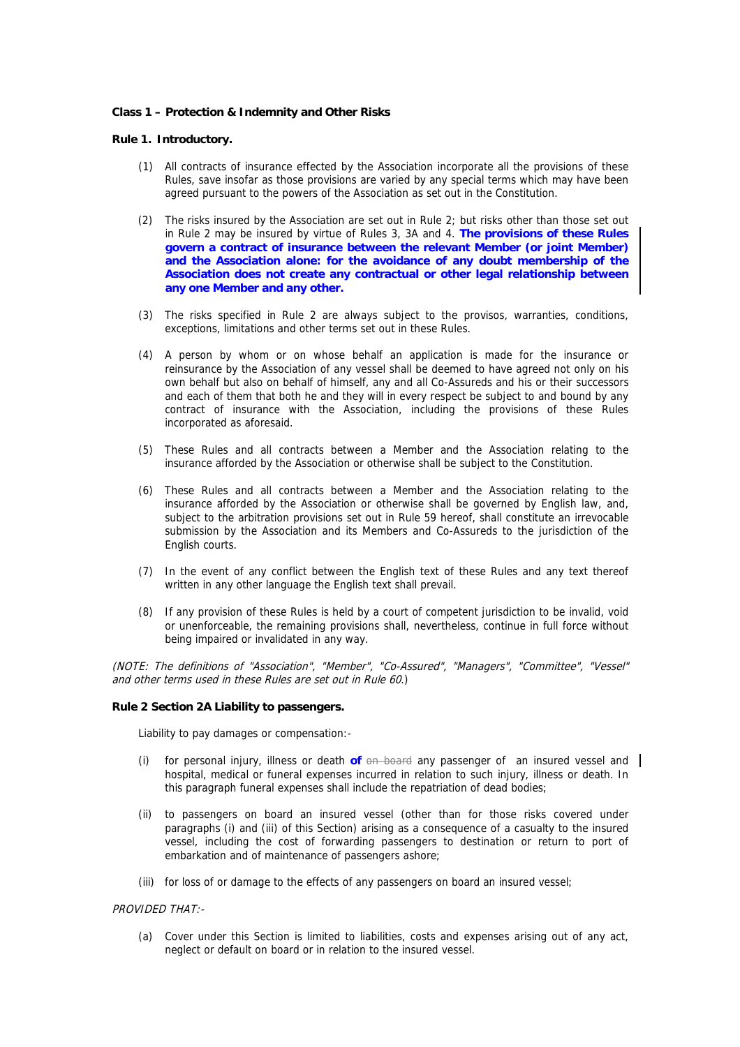**Class 1 – Protection & Indemnity and Other Risks**

**Rule 1. Introductory.**

(1) All contracts of insurance effected by the Association incorporate all the provisions of these Rules, save insofar as those provisions are varied by any special terms which may have been agreed pursuant to the powers of the Association as set out in the Constitution.

(2) The risks insured by the Association are set out in Rule 2; but risks other than those set out in Rule 2 may be insured by virtue of Rules 3, 3A and 4. **The provisions of these Rules govern a contract of insurance between the relevant Member (or joint Member) and the Association alone: for the avoidance of any doubt membership of the Association does not create any contractual or other legal relationship between any one Member and any other.**

(3) The risks specified in Rule 2 are always subject to the provisos, warranties, conditions, exceptions, limitations and other terms set out in these Rules.

(4) A person by whom or on whose behalf an application is made for the insurance or reinsurance by the Association of any vessel shall be deemed to have agreed not only on his own behalf but also on behalf of himself, any and all Co-Assureds and his or their successors and each of them that both he and they will in every respect be subject to and bound by any contract of insurance with the Association, including the provisions of these Rules incorporated as aforesaid.

(5) These Rules and all contracts between a Member and the Association relating to the insurance afforded by the Association or otherwise shall be subject to the Constitution.

(6) These Rules and all contracts between a Member and the Association relating to the insurance afforded by the Association or otherwise shall be governed by English law, and, subject to the arbitration provisions set out in Rule 59 hereof, shall constitute an irrevocable submission by the Association and its Members and Co-Assureds to the jurisdiction of the English courts.

(7) In the event of any conflict between the English text of these Rules and any text thereof written in any other language the English text shall prevail.

(8) If any provision of these Rules is held by a court of competent jurisdiction to be invalid, void or unenforceable, the remaining provisions shall, nevertheless, continue in full force without being impaired or invalidated in any way.

*(NOTE: The definitions of "Association", "Member", "Co-Assured", "Managers", "Committee", "Vessel" and other terms used in these Rules are set out in Rule 60.)*

**Rule 2 Section 2A Liability to passengers.**

Liability to pay damages or compensation:-

(i) for personal injury, illness or death **of** ~~on board~~ any passenger of an insured vessel and hospital, medical or funeral expenses incurred in relation to such injury, illness or death. In this paragraph funeral expenses shall include the repatriation of dead bodies;

(ii) to passengers on board an insured vessel (other than for those risks covered under paragraphs (i) and (iii) of this Section) arising as a consequence of a casualty to the insured vessel, including the cost of forwarding passengers to destination or return to port of embarkation and of maintenance of passengers ashore;

(iii) for loss of or damage to the effects of any passengers on board an insured vessel;

*PROVIDED THAT:-*

(a) Cover under this Section is limited to liabilities, costs and expenses arising out of any act, neglect or default on board or in relation to the insured vessel.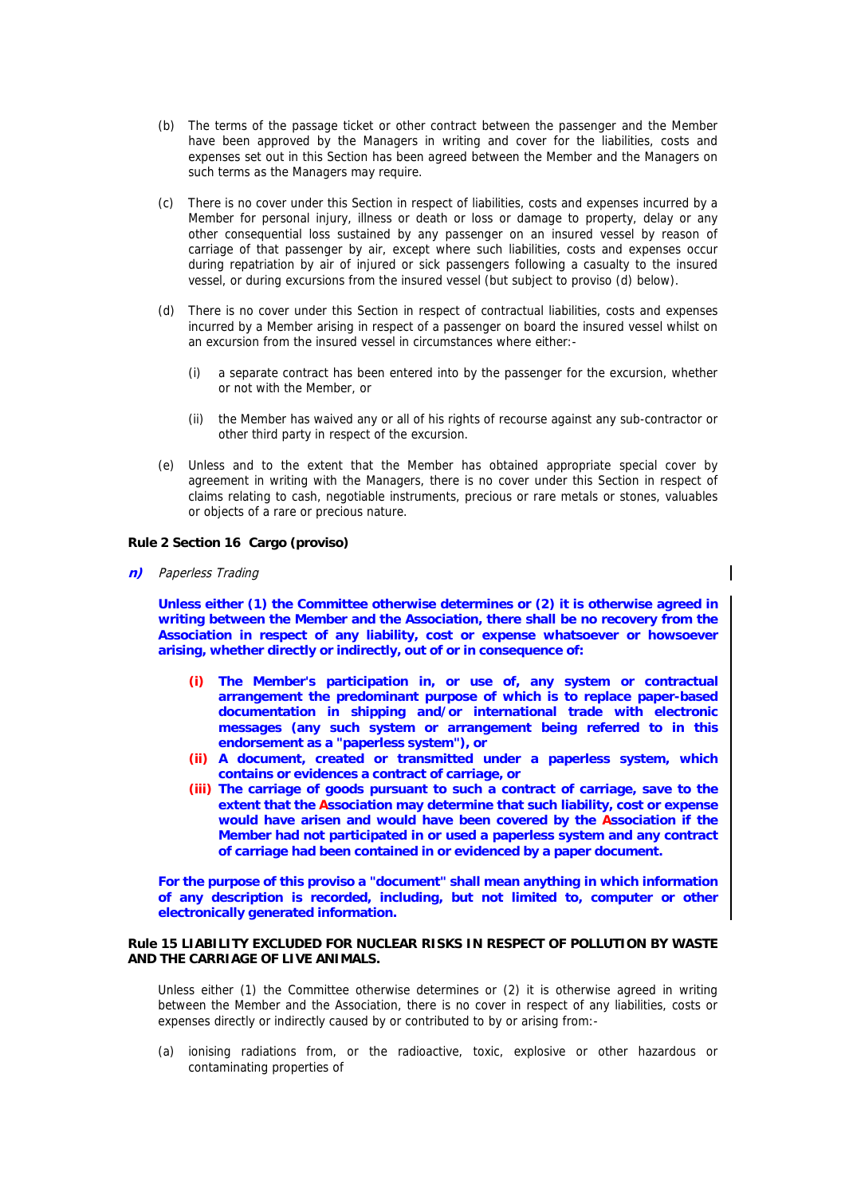(b) The terms of the passage ticket or other contract between the passenger and the Member have been approved by the Managers in writing and cover for the liabilities, costs and expenses set out in this Section has been agreed between the Member and the Managers on such terms as the Managers may require.

(c) There is no cover under this Section in respect of liabilities, costs and expenses incurred by a Member for personal injury, illness or death or loss or damage to property, delay or any other consequential loss sustained by any passenger on an insured vessel by reason of carriage of that passenger by air, except where such liabilities, costs and expenses occur during repatriation by air of injured or sick passengers following a casualty to the insured vessel, or during excursions from the insured vessel (but subject to proviso (d) below).

(d) There is no cover under this Section in respect of contractual liabilities, costs and expenses incurred by a Member arising in respect of a passenger on board the insured vessel whilst on an excursion from the insured vessel in circumstances where either:-

   (i) a separate contract has been entered into by the passenger for the excursion, whether or not with the Member, or

   (ii) the Member has waived any or all of his rights of recourse against any sub-contractor or other third party in respect of the excursion.

(e) Unless and to the extent that the Member has obtained appropriate special cover by agreement in writing with the Managers, there is no cover under this Section in respect of claims relating to cash, negotiable instruments, precious or rare metals or stones, valuables or objects of a rare or precious nature.

**Rule 2 Section 16 Cargo (proviso)**

***n)*** *Paperless Trading*

**Unless either (1) the Committee otherwise determines or (2) it is otherwise agreed in writing between the Member and the Association, there shall be no recovery from the Association in respect of any liability, cost or expense whatsoever or howsoever arising, whether directly or indirectly, out of or in consequence of:**

**(i) The Member's participation in, or use of, any system or contractual arrangement the predominant purpose of which is to replace paper-based documentation in shipping and/or international trade with electronic messages (any such system or arrangement being referred to in this endorsement as a "paperless system"), or**

**(ii) A document, created or transmitted under a paperless system, which contains or evidences a contract of carriage, or**

**(iii) The carriage of goods pursuant to such a contract of carriage, save to the extent that the Association may determine that such liability, cost or expense would have arisen and would have been covered by the Association if the Member had not participated in or used a paperless system and any contract of carriage had been contained in or evidenced by a paper document.**

**For the purpose of this proviso a "document" shall mean anything in which information of any description is recorded, including, but not limited to, computer or other electronically generated information.**

**Rule 15 LIABILITY EXCLUDED FOR NUCLEAR RISKS IN RESPECT OF POLLUTION BY WASTE AND THE CARRIAGE OF LIVE ANIMALS.**

Unless either (1) the Committee otherwise determines or (2) it is otherwise agreed in writing between the Member and the Association, there is no cover in respect of any liabilities, costs or expenses directly or indirectly caused by or contributed to by or arising from:-

(a) ionising radiations from, or the radioactive, toxic, explosive or other hazardous or contaminating properties of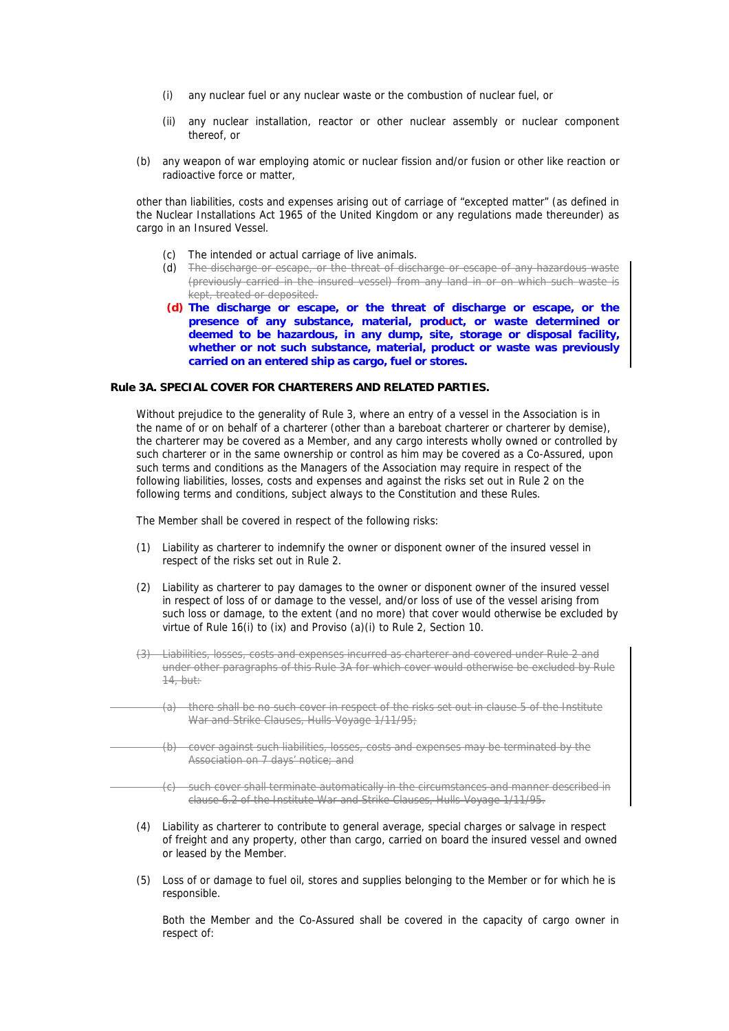(i) any nuclear fuel or any nuclear waste or the combustion of nuclear fuel, or

(ii) any nuclear installation, reactor or other nuclear assembly or nuclear component thereof, or

(b) any weapon of war employing atomic or nuclear fission and/or fusion or other like reaction or radioactive force or matter,

other than liabilities, costs and expenses arising out of carriage of "excepted matter" (as defined in the Nuclear Installations Act 1965 of the United Kingdom or any regulations made thereunder) as cargo in an Insured Vessel.

(c) The intended or actual carriage of live animals.

(d) ~~The discharge or escape, or the threat of discharge or escape of any hazardous waste (previously carried in the insured vessel) from any land in or on which such waste is kept, treated or deposited.~~

**(d) The discharge or escape, or the threat of discharge or escape, or the presence of any substance, material, product, or waste determined or deemed to be hazardous, in any dump, site, storage or disposal facility, whether or not such substance, material, product or waste was previously carried on an entered ship as cargo, fuel or stores.**

**Rule 3A. SPECIAL COVER FOR CHARTERERS AND RELATED PARTIES.**

Without prejudice to the generality of Rule 3, where an entry of a vessel in the Association is in the name of or on behalf of a charterer (other than a bareboat charterer or charterer by demise), the charterer may be covered as a Member, and any cargo interests wholly owned or controlled by such charterer or in the same ownership or control as him may be covered as a Co-Assured, upon such terms and conditions as the Managers of the Association may require in respect of the following liabilities, losses, costs and expenses and against the risks set out in Rule 2 on the following terms and conditions, subject always to the Constitution and these Rules.

The Member shall be covered in respect of the following risks:

(1) Liability as charterer to indemnify the owner or disponent owner of the insured vessel in respect of the risks set out in Rule 2.

(2) Liability as charterer to pay damages to the owner or disponent owner of the insured vessel in respect of loss of or damage to the vessel, and/or loss of use of the vessel arising from such loss or damage, to the extent (and no more) that cover would otherwise be excluded by virtue of Rule 16(i) to (ix) and Proviso (a)(i) to Rule 2, Section 10.

~~(3) Liabilities, losses, costs and expenses incurred as charterer and covered under Rule 2 and under other paragraphs of this Rule 3A for which cover would otherwise be excluded by Rule 14, but:~~

~~(a) there shall be no such cover in respect of the risks set out in clause 5 of the Institute War and Strike Clauses, Hulls Voyage 1/11/95;~~

~~(b) cover against such liabilities, losses, costs and expenses may be terminated by the Association on 7 days' notice; and~~

~~(c) such cover shall terminate automatically in the circumstances and manner described in clause 6.2 of the Institute War and Strike Clauses, Hulls Voyage 1/11/95.~~

(4) Liability as charterer to contribute to general average, special charges or salvage in respect of freight and any property, other than cargo, carried on board the insured vessel and owned or leased by the Member.

(5) Loss of or damage to fuel oil, stores and supplies belonging to the Member or for which he is responsible.

Both the Member and the Co-Assured shall be covered in the capacity of cargo owner in respect of: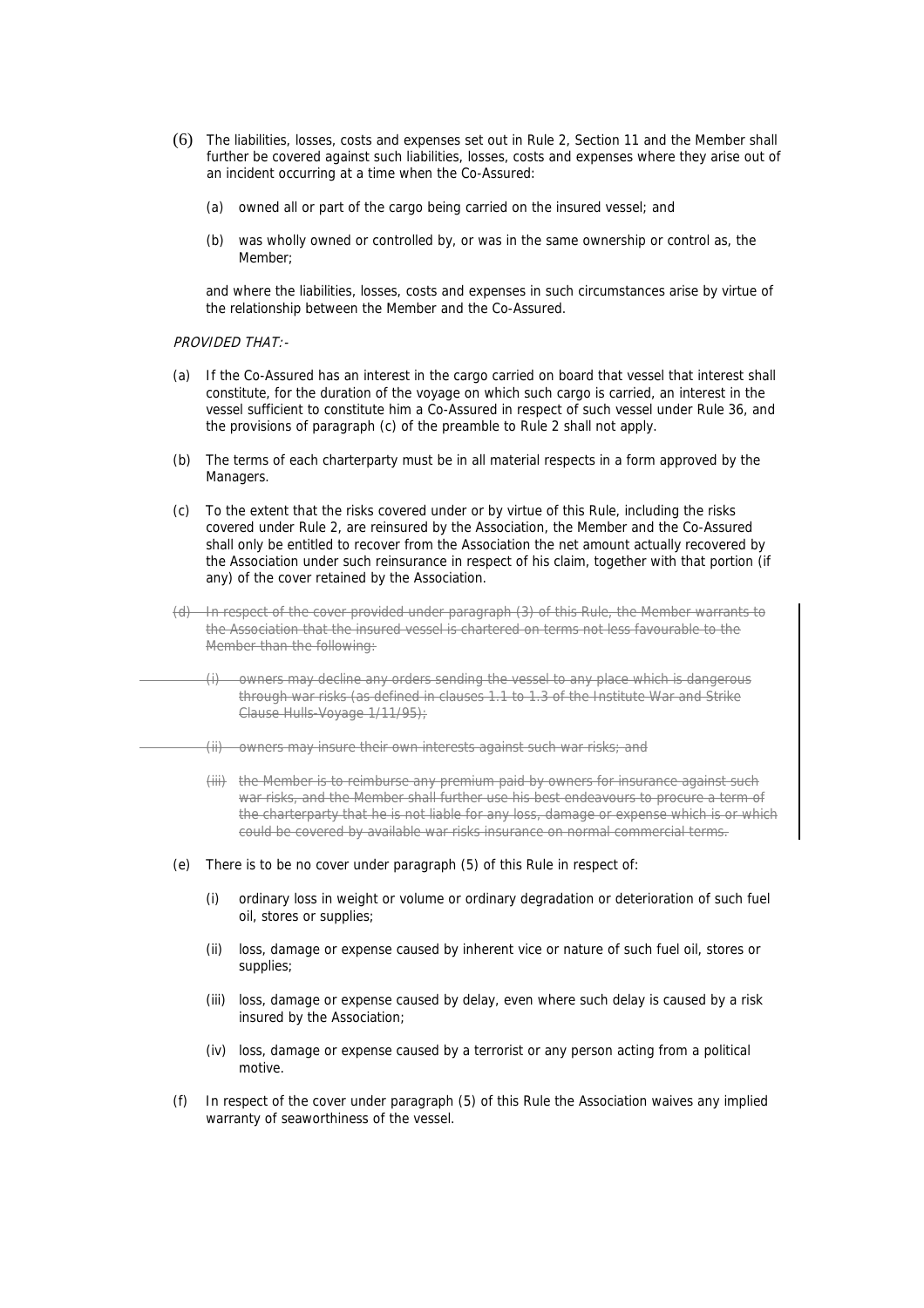(6) The liabilities, losses, costs and expenses set out in Rule 2, Section 11 and the Member shall further be covered against such liabilities, losses, costs and expenses where they arise out of an incident occurring at a time when the Co-Assured:

   (a) owned all or part of the cargo being carried on the insured vessel; and

   (b) was wholly owned or controlled by, or was in the same ownership or control as, the Member;

   and where the liabilities, losses, costs and expenses in such circumstances arise by virtue of the relationship between the Member and the Co-Assured.

*PROVIDED THAT:-*

(a) If the Co-Assured has an interest in the cargo carried on board that vessel that interest shall constitute, for the duration of the voyage on which such cargo is carried, an interest in the vessel sufficient to constitute him a Co-Assured in respect of such vessel under Rule 36, and the provisions of paragraph (c) of the preamble to Rule 2 shall not apply.

(b) The terms of each charterparty must be in all material respects in a form approved by the Managers.

(c) To the extent that the risks covered under or by virtue of this Rule, including the risks covered under Rule 2, are reinsured by the Association, the Member and the Co-Assured shall only be entitled to recover from the Association the net amount actually recovered by the Association under such reinsurance in respect of his claim, together with that portion (if any) of the cover retained by the Association.

~~(d) In respect of the cover provided under paragraph (3) of this Rule, the Member warrants to the Association that the insured vessel is chartered on terms not less favourable to the Member than the following:~~

   ~~(i) owners may decline any orders sending the vessel to any place which is dangerous through war risks (as defined in clauses 1.1 to 1.3 of the Institute War and Strike Clause Hulls-Voyage 1/11/95);~~

   ~~(ii) owners may insure their own interests against such war risks; and~~

   ~~(iii) the Member is to reimburse any premium paid by owners for insurance against such war risks, and the Member shall further use his best endeavours to procure a term of the charterparty that he is not liable for any loss, damage or expense which is or which could be covered by available war risks insurance on normal commercial terms.~~

(e) There is to be no cover under paragraph (5) of this Rule in respect of:

   (i) ordinary loss in weight or volume or ordinary degradation or deterioration of such fuel oil, stores or supplies;

   (ii) loss, damage or expense caused by inherent vice or nature of such fuel oil, stores or supplies;

   (iii) loss, damage or expense caused by delay, even where such delay is caused by a risk insured by the Association;

   (iv) loss, damage or expense caused by a terrorist or any person acting from a political motive.

(f) In respect of the cover under paragraph (5) of this Rule the Association waives any implied warranty of seaworthiness of the vessel.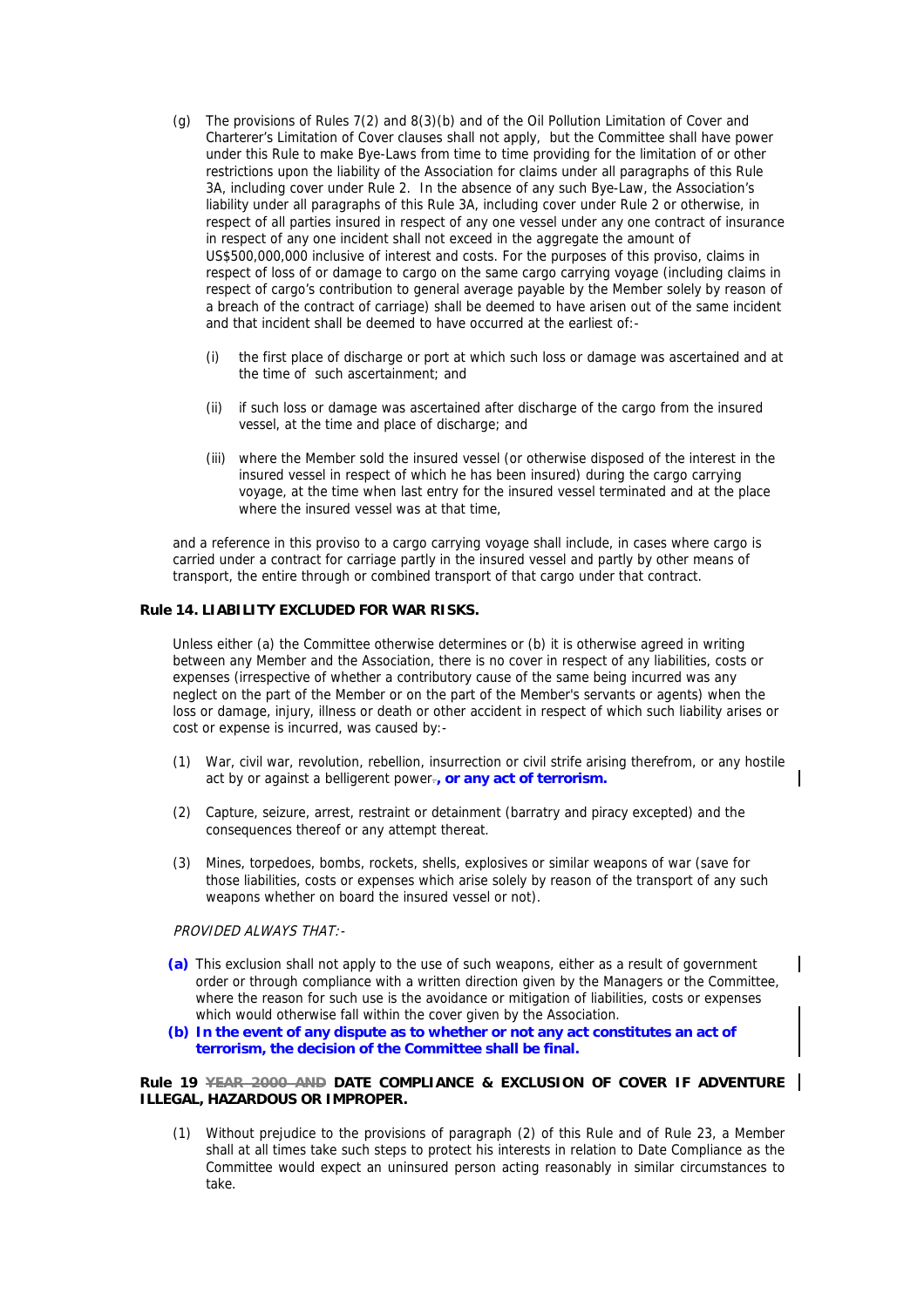(g) The provisions of Rules 7(2) and 8(3)(b) and of the Oil Pollution Limitation of Cover and Charterer's Limitation of Cover clauses shall not apply, but the Committee shall have power under this Rule to make Bye-Laws from time to time providing for the limitation of or other restrictions upon the liability of the Association for claims under all paragraphs of this Rule 3A, including cover under Rule 2. In the absence of any such Bye-Law, the Association's liability under all paragraphs of this Rule 3A, including cover under Rule 2 or otherwise, in respect of all parties insured in respect of any one vessel under any one contract of insurance in respect of any one incident shall not exceed in the aggregate the amount of US$500,000,000 inclusive of interest and costs. For the purposes of this proviso, claims in respect of loss of or damage to cargo on the same cargo carrying voyage (including claims in respect of cargo's contribution to general average payable by the Member solely by reason of a breach of the contract of carriage) shall be deemed to have arisen out of the same incident and that incident shall be deemed to have occurred at the earliest of:-

(i) the first place of discharge or port at which such loss or damage was ascertained and at the time of such ascertainment; and

(ii) if such loss or damage was ascertained after discharge of the cargo from the insured vessel, at the time and place of discharge; and

(iii) where the Member sold the insured vessel (or otherwise disposed of the interest in the insured vessel in respect of which he has been insured) during the cargo carrying voyage, at the time when last entry for the insured vessel terminated and at the place where the insured vessel was at that time,

and a reference in this proviso to a cargo carrying voyage shall include, in cases where cargo is carried under a contract for carriage partly in the insured vessel and partly by other means of transport, the entire through or combined transport of that cargo under that contract.

**Rule 14. LIABILITY EXCLUDED FOR WAR RISKS.**

Unless either (a) the Committee otherwise determines or (b) it is otherwise agreed in writing between any Member and the Association, there is no cover in respect of any liabilities, costs or expenses (irrespective of whether a contributory cause of the same being incurred was any neglect on the part of the Member or on the part of the Member's servants or agents) when the loss or damage, injury, illness or death or other accident in respect of which such liability arises or cost or expense is incurred, was caused by:-

(1) War, civil war, revolution, rebellion, insurrection or civil strife arising therefrom, or any hostile act by or against a belligerent power~~.~~**, or any act of terrorism.**

(2) Capture, seizure, arrest, restraint or detainment (barratry and piracy excepted) and the consequences thereof or any attempt thereat.

(3) Mines, torpedoes, bombs, rockets, shells, explosives or similar weapons of war (save for those liabilities, costs or expenses which arise solely by reason of the transport of any such weapons whether on board the insured vessel or not).

*PROVIDED ALWAYS THAT:-*

**(a)** This exclusion shall not apply to the use of such weapons, either as a result of government order or through compliance with a written direction given by the Managers or the Committee, where the reason for such use is the avoidance or mitigation of liabilities, costs or expenses which would otherwise fall within the cover given by the Association.

**(b) In the event of any dispute as to whether or not any act constitutes an act of terrorism, the decision of the Committee shall be final.**

**Rule 19 ~~YEAR 2000 AND~~ DATE COMPLIANCE & EXCLUSION OF COVER IF ADVENTURE ILLEGAL, HAZARDOUS OR IMPROPER.**

(1) Without prejudice to the provisions of paragraph (2) of this Rule and of Rule 23, a Member shall at all times take such steps to protect his interests in relation to Date Compliance as the Committee would expect an uninsured person acting reasonably in similar circumstances to take.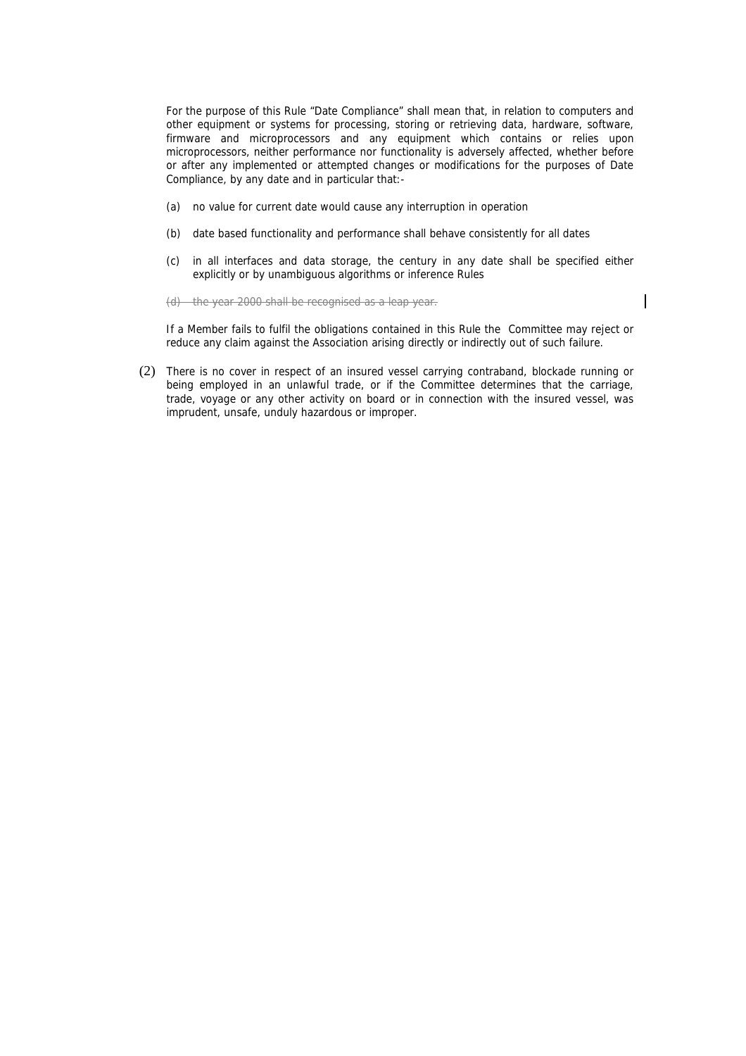For the purpose of this Rule "Date Compliance" shall mean that, in relation to computers and other equipment or systems for processing, storing or retrieving data, hardware, software, firmware and microprocessors and any equipment which contains or relies upon microprocessors, neither performance nor functionality is adversely affected, whether before or after any implemented or attempted changes or modifications for the purposes of Date Compliance, by any date and in particular that:-

(a) no value for current date would cause any interruption in operation

(b) date based functionality and performance shall behave consistently for all dates

(c) in all interfaces and data storage, the century in any date shall be specified either explicitly or by unambiguous algorithms or inference Rules

~~(d) the year 2000 shall be recognised as a leap year.~~

If a Member fails to fulfil the obligations contained in this Rule the Committee may reject or reduce any claim against the Association arising directly or indirectly out of such failure.

(2) There is no cover in respect of an insured vessel carrying contraband, blockade running or being employed in an unlawful trade, or if the Committee determines that the carriage, trade, voyage or any other activity on board or in connection with the insured vessel, was imprudent, unsafe, unduly hazardous or improper.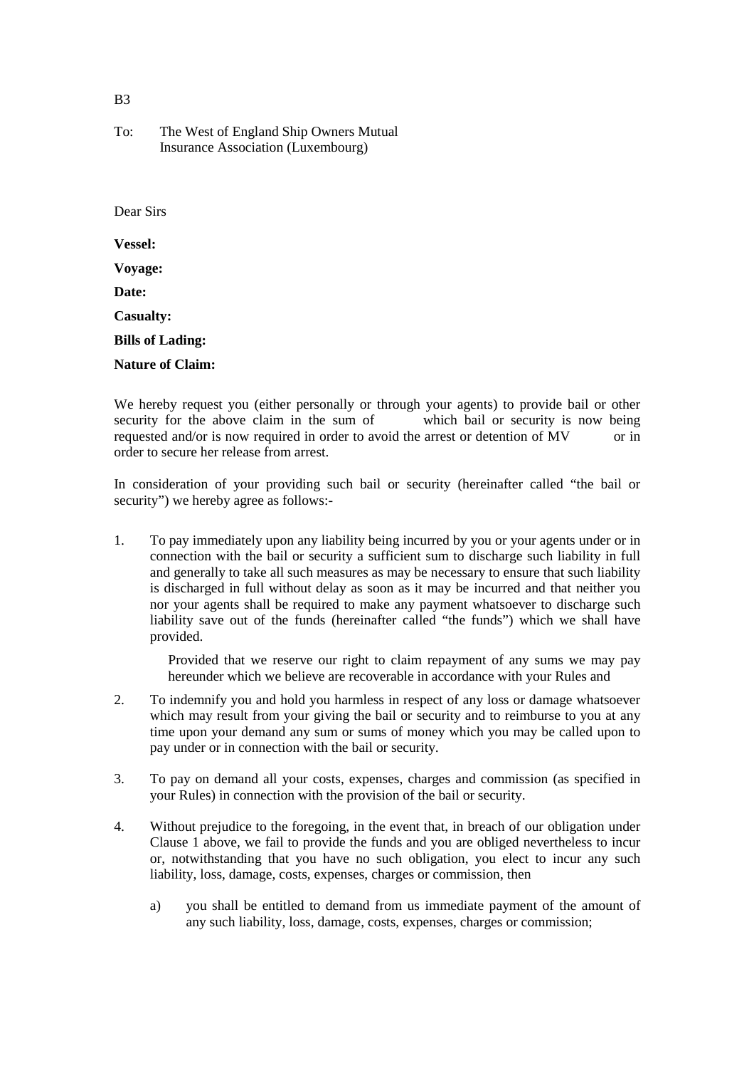B3

To: The West of England Ship Owners Mutual Insurance Association (Luxembourg)

Dear Sirs

**Vessel:**

**Voyage:**

**Date:**

**Casualty:**

**Bills of Lading:**

**Nature of Claim:**

We hereby request you (either personally or through your agents) to provide bail or other security for the above claim in the sum of which bail or security is now being requested and/or is now required in order to avoid the arrest or detention of MV or in order to secure her release from arrest.

In consideration of your providing such bail or security (hereinafter called "the bail or security") we hereby agree as follows:-

1. To pay immediately upon any liability being incurred by you or your agents under or in connection with the bail or security a sufficient sum to discharge such liability in full and generally to take all such measures as may be necessary to ensure that such liability is discharged in full without delay as soon as it may be incurred and that neither you nor your agents shall be required to make any payment whatsoever to discharge such liability save out of the funds (hereinafter called "the funds") which we shall have provided.

   Provided that we reserve our right to claim repayment of any sums we may pay hereunder which we believe are recoverable in accordance with your Rules and

2. To indemnify you and hold you harmless in respect of any loss or damage whatsoever which may result from your giving the bail or security and to reimburse to you at any time upon your demand any sum or sums of money which you may be called upon to pay under or in connection with the bail or security.

3. To pay on demand all your costs, expenses, charges and commission (as specified in your Rules) in connection with the provision of the bail or security.

4. Without prejudice to the foregoing, in the event that, in breach of our obligation under Clause 1 above, we fail to provide the funds and you are obliged nevertheless to incur or, notwithstanding that you have no such obligation, you elect to incur any such liability, loss, damage, costs, expenses, charges or commission, then

   a) you shall be entitled to demand from us immediate payment of the amount of any such liability, loss, damage, costs, expenses, charges or commission;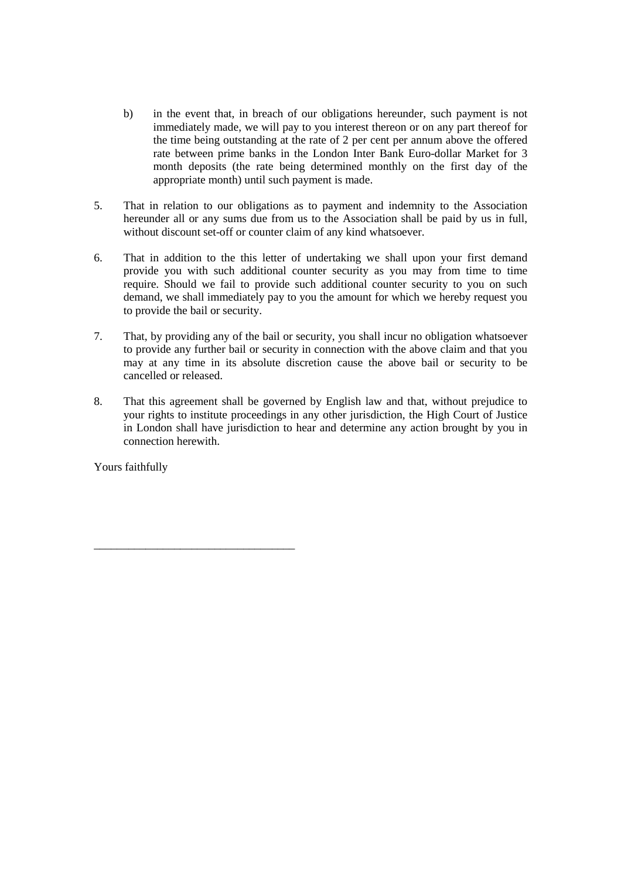b) in the event that, in breach of our obligations hereunder, such payment is not immediately made, we will pay to you interest thereon or on any part thereof for the time being outstanding at the rate of 2 per cent per annum above the offered rate between prime banks in the London Inter Bank Euro-dollar Market for 3 month deposits (the rate being determined monthly on the first day of the appropriate month) until such payment is made.

5. That in relation to our obligations as to payment and indemnity to the Association hereunder all or any sums due from us to the Association shall be paid by us in full, without discount set-off or counter claim of any kind whatsoever.

6. That in addition to the this letter of undertaking we shall upon your first demand provide you with such additional counter security as you may from time to time require. Should we fail to provide such additional counter security to you on such demand, we shall immediately pay to you the amount for which we hereby request you to provide the bail or security.

7. That, by providing any of the bail or security, you shall incur no obligation whatsoever to provide any further bail or security in connection with the above claim and that you may at any time in its absolute discretion cause the above bail or security to be cancelled or released.

8. That this agreement shall be governed by English law and that, without prejudice to your rights to institute proceedings in any other jurisdiction, the High Court of Justice in London shall have jurisdiction to hear and determine any action brought by you in connection herewith.

Yours faithfully

___________________________________